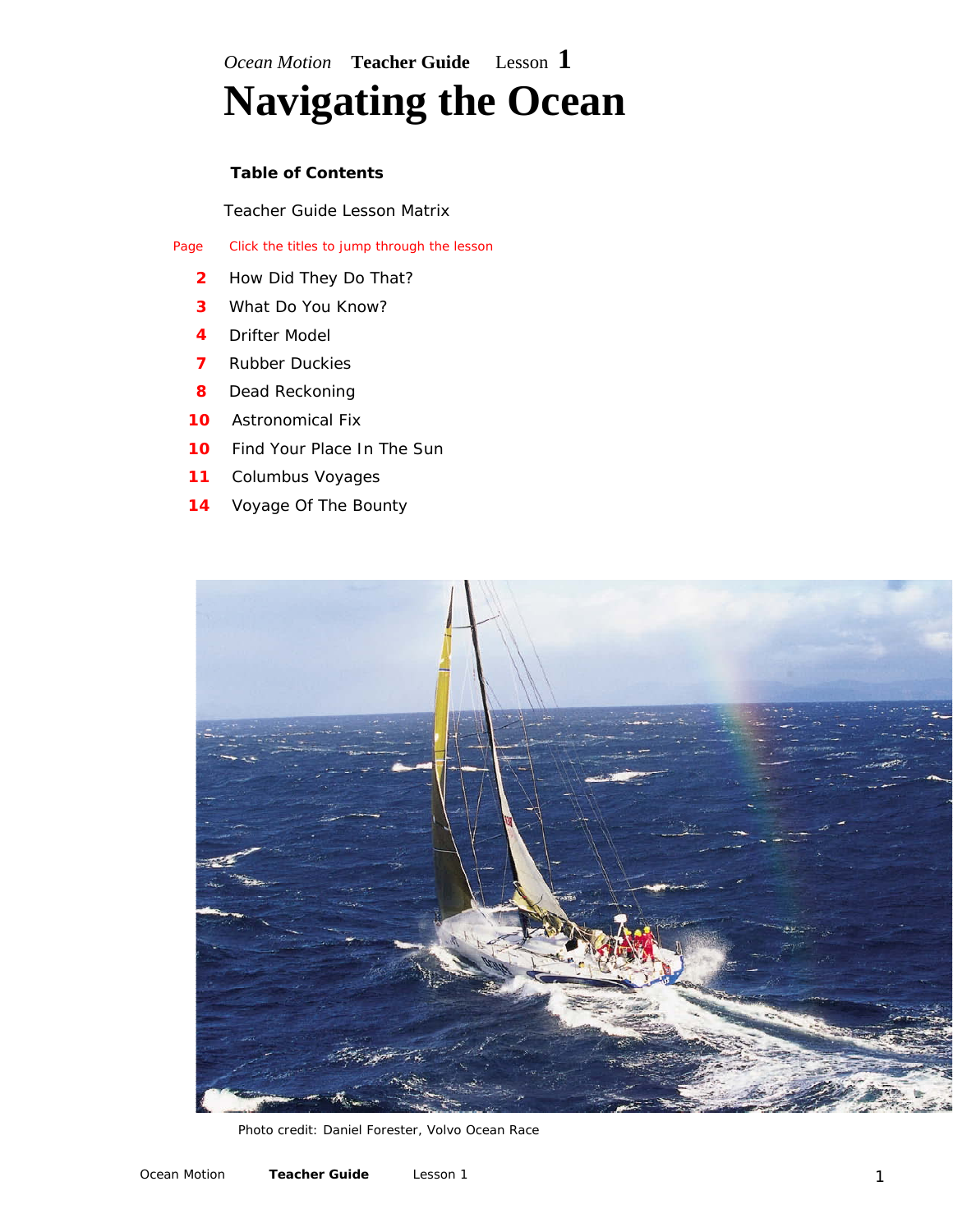*Ocean Motion* **Teacher Guide** Lesson **1**

# Navigating the Ocean

**Table of Contents**

Teacher Guide Lesson Matrix

| Page | Click the titles to jump through the lesson |
|---|---|
| **2** | How Did They Do That? |
| **3** | What Do You Know? |
| **4** | Drifter Model |
| **7** | Rubber Duckies |
| **8** | Dead Reckoning |
| **10** | Astronomical Fix |
| **10** | Find Your Place In The Sun |
| **11** | Columbus Voyages |
| **14** | Voyage Of The Bounty |

Photo credit: Daniel Forester, Volvo Ocean Race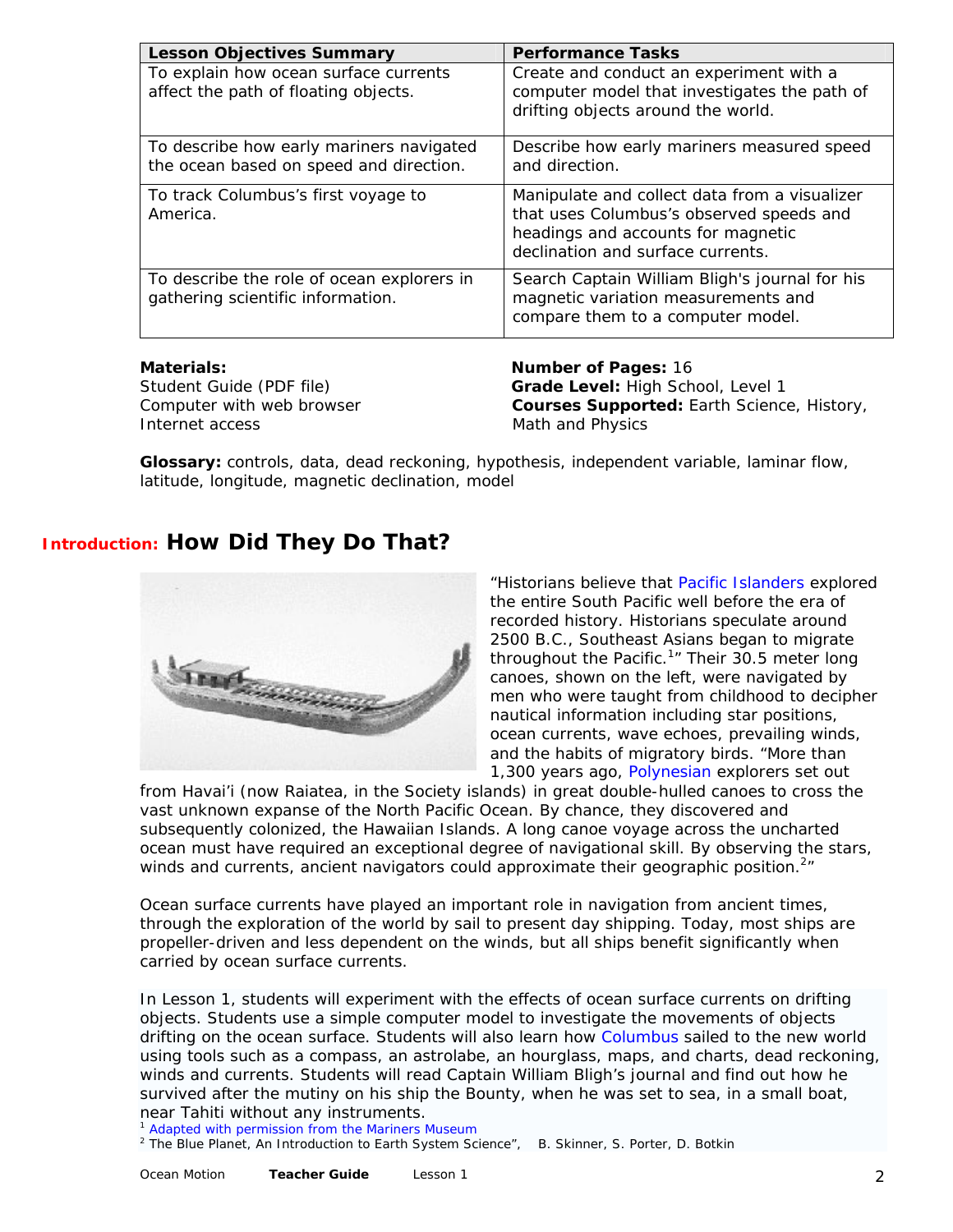| Lesson Objectives Summary | Performance Tasks |
| --- | --- |
| To explain how ocean surface currents affect the path of floating objects. | Create and conduct an experiment with a computer model that investigates the path of drifting objects around the world. |
| To describe how early mariners navigated the ocean based on speed and direction. | Describe how early mariners measured speed and direction. |
| To track Columbus's first voyage to America. | Manipulate and collect data from a visualizer that uses Columbus's observed speeds and headings and accounts for magnetic declination and surface currents. |
| To describe the role of ocean explorers in gathering scientific information. | Search Captain William Bligh's journal for his magnetic variation measurements and compare them to a computer model. |

**Materials:**
Student Guide (PDF file)
Computer with web browser
Internet access

**Number of Pages:** 16
**Grade Level:** High School, Level 1
**Courses Supported:** Earth Science, History, Math and Physics

**Glossary:** controls, data, dead reckoning, hypothesis, independent variable, laminar flow, latitude, longitude, magnetic declination, model

## Introduction: How Did They Do That?

"Historians believe that Pacific Islanders explored the entire South Pacific well before the era of recorded history. Historians speculate around 2500 B.C., Southeast Asians began to migrate throughout the Pacific.[1]" Their 30.5 meter long canoes, shown on the left, were navigated by men who were taught from childhood to decipher nautical information including star positions, ocean currents, wave echoes, prevailing winds, and the habits of migratory birds. "More than 1,300 years ago, Polynesian explorers set out from Havai'i (now Raiatea, in the Society islands) in great double-hulled canoes to cross the vast unknown expanse of the North Pacific Ocean. By chance, they discovered and subsequently colonized, the Hawaiian Islands. A long canoe voyage across the uncharted ocean must have required an exceptional degree of navigational skill. By observing the stars, winds and currents, ancient navigators could approximate their geographic position.[2]"

Ocean surface currents have played an important role in navigation from ancient times, through the exploration of the world by sail to present day shipping. Today, most ships are propeller-driven and less dependent on the winds, but all ships benefit significantly when carried by ocean surface currents.

In Lesson 1, students will experiment with the effects of ocean surface currents on drifting objects. Students use a simple computer model to investigate the movements of objects drifting on the ocean surface. Students will also learn how Columbus sailed to the new world using tools such as a compass, an astrolabe, an hourglass, maps, and charts, dead reckoning, winds and currents. Students will read Captain William Bligh's journal and find out how he survived after the mutiny on his ship the Bounty, when he was set to sea, in a small boat, near Tahiti without any instruments.

[1] Adapted with permission from the Mariners Museum
[2] The Blue Planet, An Introduction to Earth System Science", B. Skinner, S. Porter, D. Botkin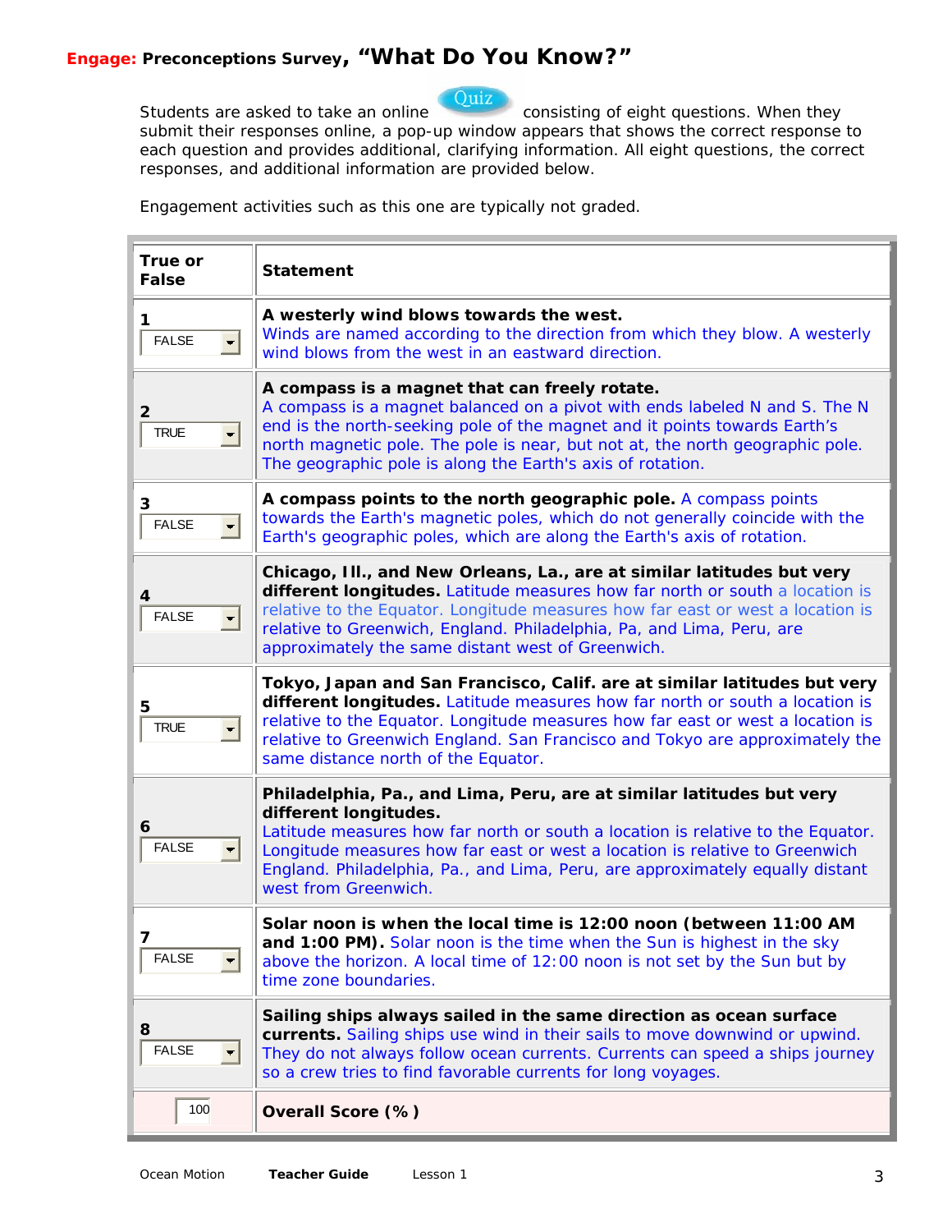**Engage:** **Preconceptions Survey, "What Do You Know?"**

Students are asked to take an online Quiz consisting of eight questions. When they submit their responses online, a pop-up window appears that shows the correct response to each question and provides additional, clarifying information. All eight questions, the correct responses, and additional information are provided below.

Engagement activities such as this one are typically not graded.

| True or False | Statement |
|---|---|
| 1 FALSE | **A westerly wind blows towards the west.** Winds are named according to the direction from which they blow. A westerly wind blows from the west in an eastward direction. |
| 2 TRUE | **A compass is a magnet that can freely rotate.** A compass is a magnet balanced on a pivot with ends labeled N and S. The N end is the north-seeking pole of the magnet and it points towards Earth's north magnetic pole. The pole is near, but not at, the north geographic pole. The geographic pole is along the Earth's axis of rotation. |
| 3 FALSE | **A compass points to the north geographic pole.** A compass points towards the Earth's magnetic poles, which do not generally coincide with the Earth's geographic poles, which are along the Earth's axis of rotation. |
| 4 FALSE | **Chicago, Ill., and New Orleans, La., are at similar latitudes but very different longitudes.** Latitude measures how far north or south a location is relative to the Equator. Longitude measures how far east or west a location is relative to Greenwich, England. Philadelphia, Pa, and Lima, Peru, are approximately the same distant west of Greenwich. |
| 5 TRUE | **Tokyo, Japan and San Francisco, Calif. are at similar latitudes but very different longitudes.** Latitude measures how far north or south a location is relative to the Equator. Longitude measures how far east or west a location is relative to Greenwich England. San Francisco and Tokyo are approximately the same distance north of the Equator. |
| 6 FALSE | **Philadelphia, Pa., and Lima, Peru, are at similar latitudes but very different longitudes.** Latitude measures how far north or south a location is relative to the Equator. Longitude measures how far east or west a location is relative to Greenwich England. Philadelphia, Pa., and Lima, Peru, are approximately equally distant west from Greenwich. |
| 7 FALSE | **Solar noon is when the local time is 12:00 noon (between 11:00 AM and 1:00 PM).** Solar noon is the time when the Sun is highest in the sky above the horizon. A local time of 12:00 noon is not set by the Sun but by time zone boundaries. |
| 8 FALSE | **Sailing ships always sailed in the same direction as ocean surface currents.** Sailing ships use wind in their sails to move downwind or upwind. They do not always follow ocean currents. Currents can speed a ships journey so a crew tries to find favorable currents for long voyages. |
| 100 | **Overall Score (%)** |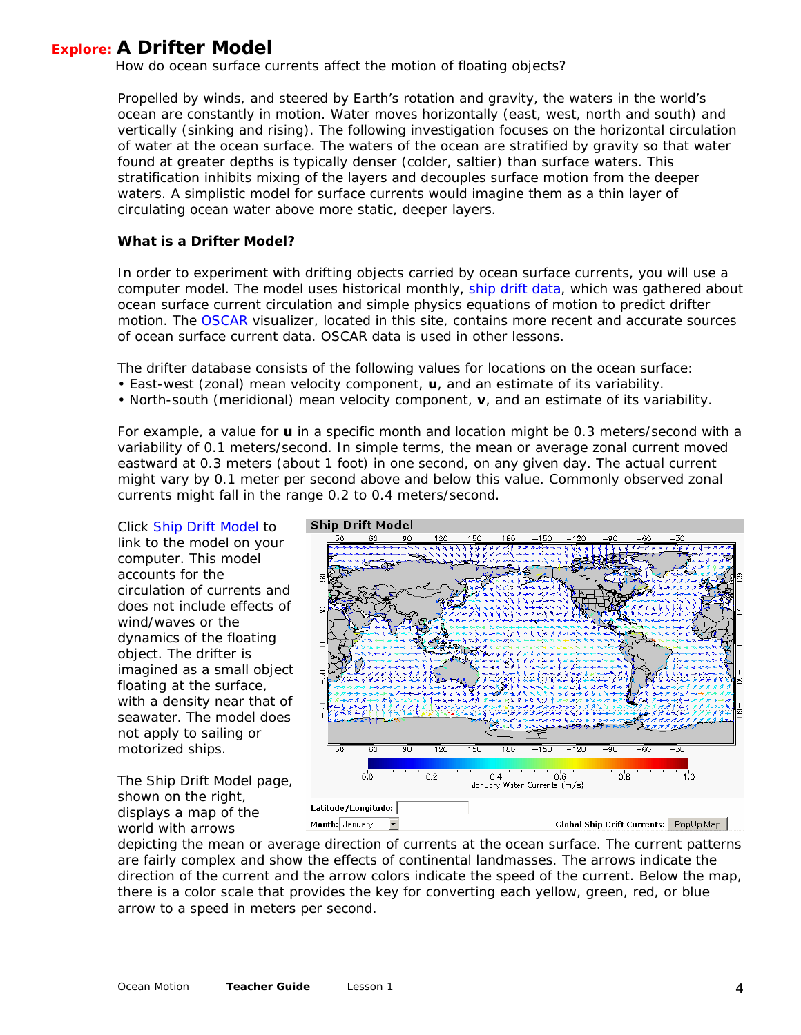# Explore: A Drifter Model

How do ocean surface currents affect the motion of floating objects?

Propelled by winds, and steered by Earth's rotation and gravity, the waters in the world's ocean are constantly in motion. Water moves horizontally (east, west, north and south) and vertically (sinking and rising). The following investigation focuses on the horizontal circulation of water at the ocean surface. The waters of the ocean are stratified by gravity so that water found at greater depths is typically denser (colder, saltier) than surface waters. This stratification inhibits mixing of the layers and decouples surface motion from the deeper waters. A simplistic model for surface currents would imagine them as a thin layer of circulating ocean water above more static, deeper layers.

### What is a Drifter Model?

In order to experiment with drifting objects carried by ocean surface currents, you will use a computer model. The model uses historical monthly, ship drift data, which was gathered about ocean surface current circulation and simple physics equations of motion to predict drifter motion. The OSCAR visualizer, located in this site, contains more recent and accurate sources of ocean surface current data. OSCAR data is used in other lessons.

The drifter database consists of the following values for locations on the ocean surface:

- East-west (zonal) mean velocity component, **u**, and an estimate of its variability.
- North-south (meridional) mean velocity component, **v**, and an estimate of its variability.

For example, a value for **u** in a specific month and location might be 0.3 meters/second with a variability of 0.1 meters/second. In simple terms, the mean or average zonal current moved eastward at 0.3 meters (about 1 foot) in one second, on any given day. The actual current might vary by 0.1 meter per second above and below this value. Commonly observed zonal currents might fall in the range 0.2 to 0.4 meters/second.

Click Ship Drift Model to link to the model on your computer. This model accounts for the circulation of currents and does not include effects of wind/waves or the dynamics of the floating object. The drifter is imagined as a small object floating at the surface, with a density near that of seawater. The model does not apply to sailing or motorized ships.

The Ship Drift Model page, shown on the right, displays a map of the world with arrows depicting the mean or average direction of currents at the ocean surface. The current patterns are fairly complex and show the effects of continental landmasses. The arrows indicate the direction of the current and the arrow colors indicate the speed of the current. Below the map, there is a color scale that provides the key for converting each yellow, green, red, or blue arrow to a speed in meters per second.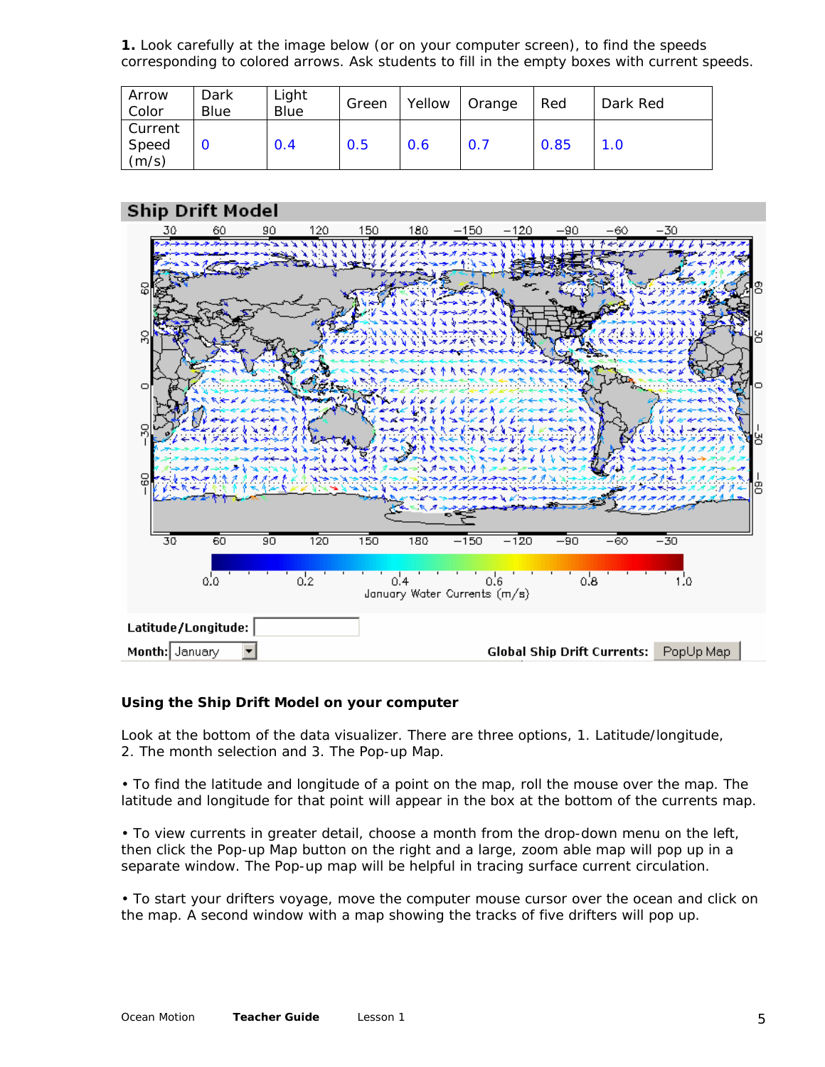**1.** Look carefully at the image below (or on your computer screen), to find the speeds corresponding to colored arrows. Ask students to fill in the empty boxes with current speeds.

| Arrow Color | Dark Blue | Light Blue | Green | Yellow | Orange | Red | Dark Red |
|---|---|---|---|---|---|---|---|
| Current Speed (m/s) | 0 | 0.4 | 0.5 | 0.6 | 0.7 | 0.85 | 1.0 |

**Ship Drift Model**

January Water Currents (m/s)

**Latitude/Longitude:**

**Month:** January

**Global Ship Drift Currents:** PopUp Map

**Using the Ship Drift Model on your computer**

Look at the bottom of the data visualizer. There are three options, 1. Latitude/longitude, 2. The month selection and 3. The Pop-up Map.

• To find the latitude and longitude of a point on the map, roll the mouse over the map. The latitude and longitude for that point will appear in the box at the bottom of the currents map.

• To view currents in greater detail, choose a month from the drop-down menu on the left, then click the Pop-up Map button on the right and a large, zoom able map will pop up in a separate window. The Pop-up map will be helpful in tracing surface current circulation.

• To start your drifters voyage, move the computer mouse cursor over the ocean and click on the map. A second window with a map showing the tracks of five drifters will pop up.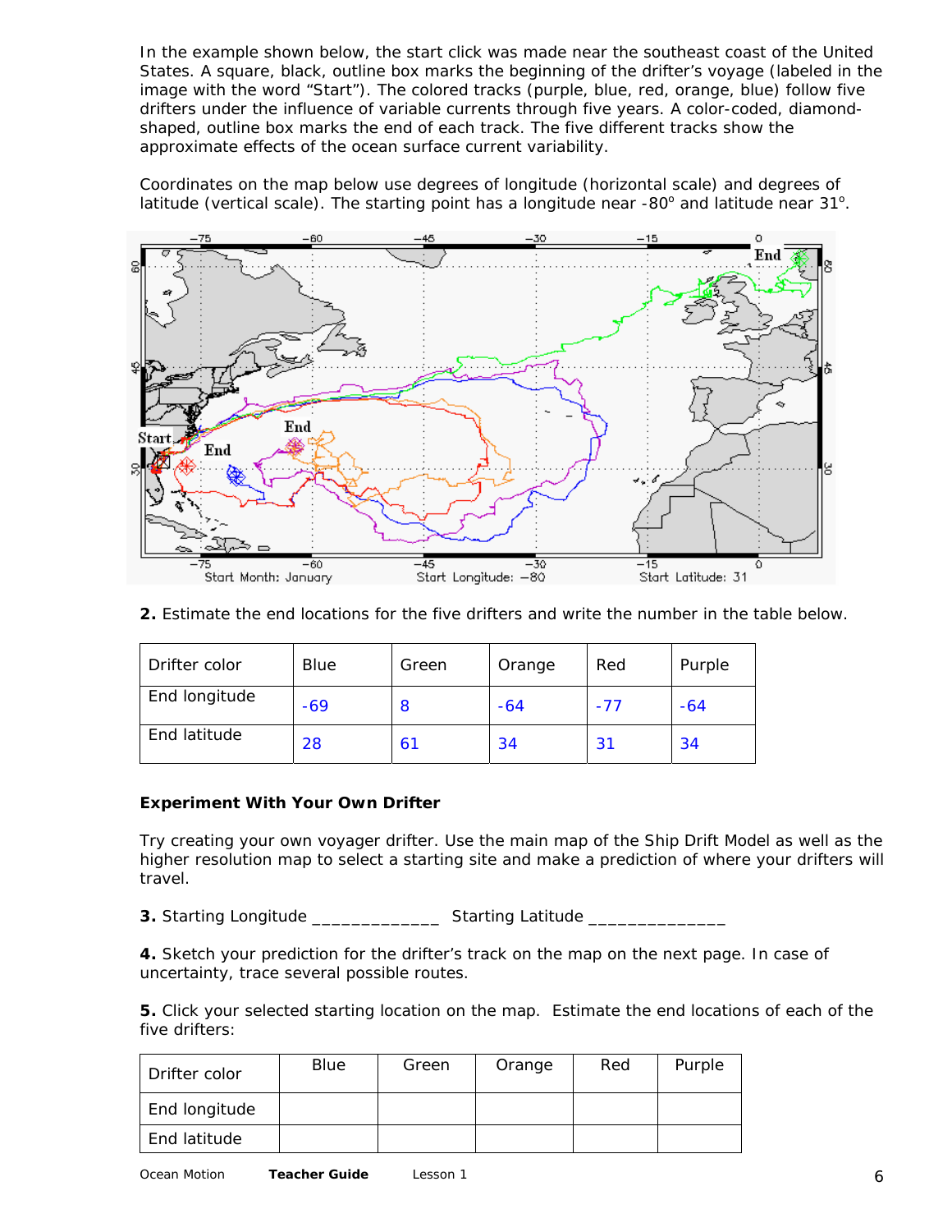In the example shown below, the start click was made near the southeast coast of the United States. A square, black, outline box marks the beginning of the drifter's voyage (labeled in the image with the word "Start"). The colored tracks (purple, blue, red, orange, blue) follow five drifters under the influence of variable currents through five years. A color-coded, diamond-shaped, outline box marks the end of each track. The five different tracks show the approximate effects of the ocean surface current variability.

Coordinates on the map below use degrees of longitude (horizontal scale) and degrees of latitude (vertical scale). The starting point has a longitude near -80° and latitude near 31°.

**2.** Estimate the end locations for the five drifters and write the number in the table below.

| Drifter color | Blue | Green | Orange | Red | Purple |
|---|---|---|---|---|---|
| End longitude | -69 | 8 | -64 | -77 | -64 |
| End latitude | 28 | 61 | 34 | 31 | 34 |

**Experiment With Your Own Drifter**

Try creating your own voyager drifter. Use the main map of the Ship Drift Model as well as the higher resolution map to select a starting site and make a prediction of where your drifters will travel.

**3.** Starting Longitude _____________ Starting Latitude ______________

**4.** Sketch your prediction for the drifter's track on the map on the next page. In case of uncertainty, trace several possible routes.

**5.** Click your selected starting location on the map. Estimate the end locations of each of the five drifters:

| Drifter color | Blue | Green | Orange | Red | Purple |
|---|---|---|---|---|---|
| End longitude | | | | | |
| End latitude | | | | | |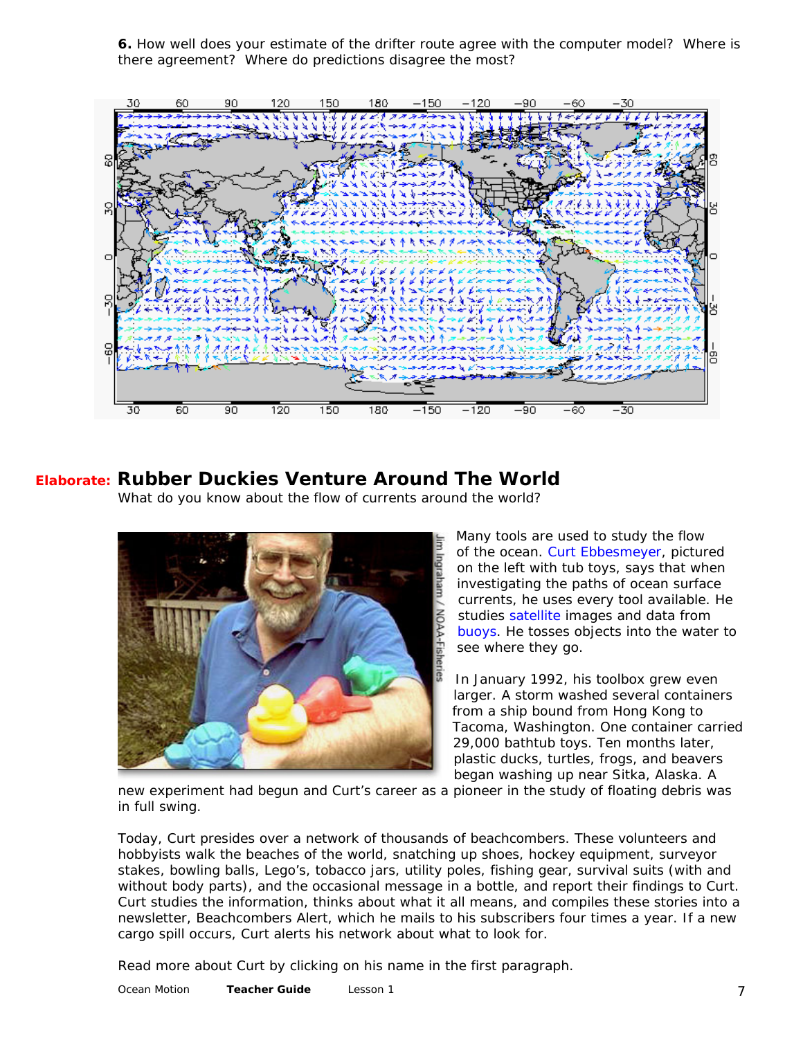**6.** How well does your estimate of the drifter route agree with the computer model? Where is there agreement? Where do predictions disagree the most?

## Elaborate: Rubber Duckies Venture Around The World

What do you know about the flow of currents around the world?

Many tools are used to study the flow of the ocean. Curt Ebbesmeyer, pictured on the left with tub toys, says that when investigating the paths of ocean surface currents, he uses every tool available. He studies satellite images and data from buoys. He tosses objects into the water to see where they go.

In January 1992, his toolbox grew even larger. A storm washed several containers from a ship bound from Hong Kong to Tacoma, Washington. One container carried 29,000 bathtub toys. Ten months later, plastic ducks, turtles, frogs, and beavers began washing up near Sitka, Alaska. A new experiment had begun and Curt's career as a pioneer in the study of floating debris was in full swing.

Today, Curt presides over a network of thousands of beachcombers. These volunteers and hobbyists walk the beaches of the world, snatching up shoes, hockey equipment, surveyor stakes, bowling balls, Lego's, tobacco jars, utility poles, fishing gear, survival suits (with and without body parts), and the occasional message in a bottle, and report their findings to Curt. Curt studies the information, thinks about what it all means, and compiles these stories into a newsletter, Beachcombers Alert, which he mails to his subscribers four times a year. If a new cargo spill occurs, Curt alerts his network about what to look for.

Read more about Curt by clicking on his name in the first paragraph.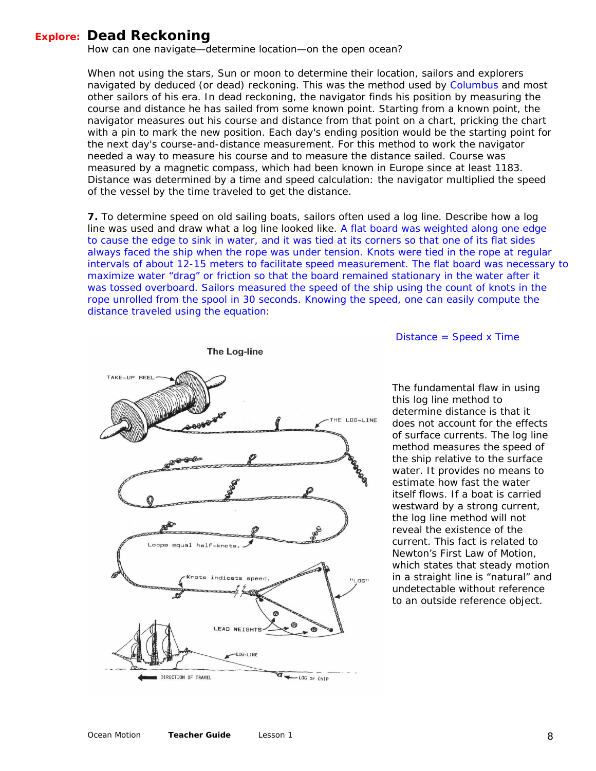## Explore: Dead Reckoning

How can one navigate—determine location—on the open ocean?

When not using the stars, Sun or moon to determine their location, sailors and explorers navigated by deduced (or dead) reckoning. This was the method used by Columbus and most other sailors of his era. In dead reckoning, the navigator finds his position by measuring the course and distance he has sailed from some known point. Starting from a known point, the navigator measures out his course and distance from that point on a chart, pricking the chart with a pin to mark the new position. Each day's ending position would be the starting point for the next day's course-and-distance measurement. For this method to work the navigator needed a way to measure his course and to measure the distance sailed. Course was measured by a magnetic compass, which had been known in Europe since at least 1183. Distance was determined by a time and speed calculation: the navigator multiplied the speed of the vessel by the time traveled to get the distance.

**7.** To determine speed on old sailing boats, sailors often used a log line. Describe how a log line was used and draw what a log line looked like. A flat board was weighted along one edge to cause the edge to sink in water, and it was tied at its corners so that one of its flat sides always faced the ship when the rope was under tension. Knots were tied in the rope at regular intervals of about 12-15 meters to facilitate speed measurement. The flat board was necessary to maximize water "drag" or friction so that the board remained stationary in the water after it was tossed overboard. Sailors measured the speed of the ship using the count of knots in the rope unrolled from the spool in 30 seconds. Knowing the speed, one can easily compute the distance traveled using the equation:

Distance = Speed x Time

**The Log-line**

The fundamental flaw in using this log line method to determine distance is that it does not account for the effects of surface currents. The log line method measures the speed of the ship relative to the surface water. It provides no means to estimate how fast the water itself flows. If a boat is carried westward by a strong current, the log line method will not reveal the existence of the current. This fact is related to Newton's First Law of Motion, which states that steady motion in a straight line is "natural" and undetectable without reference to an outside reference object.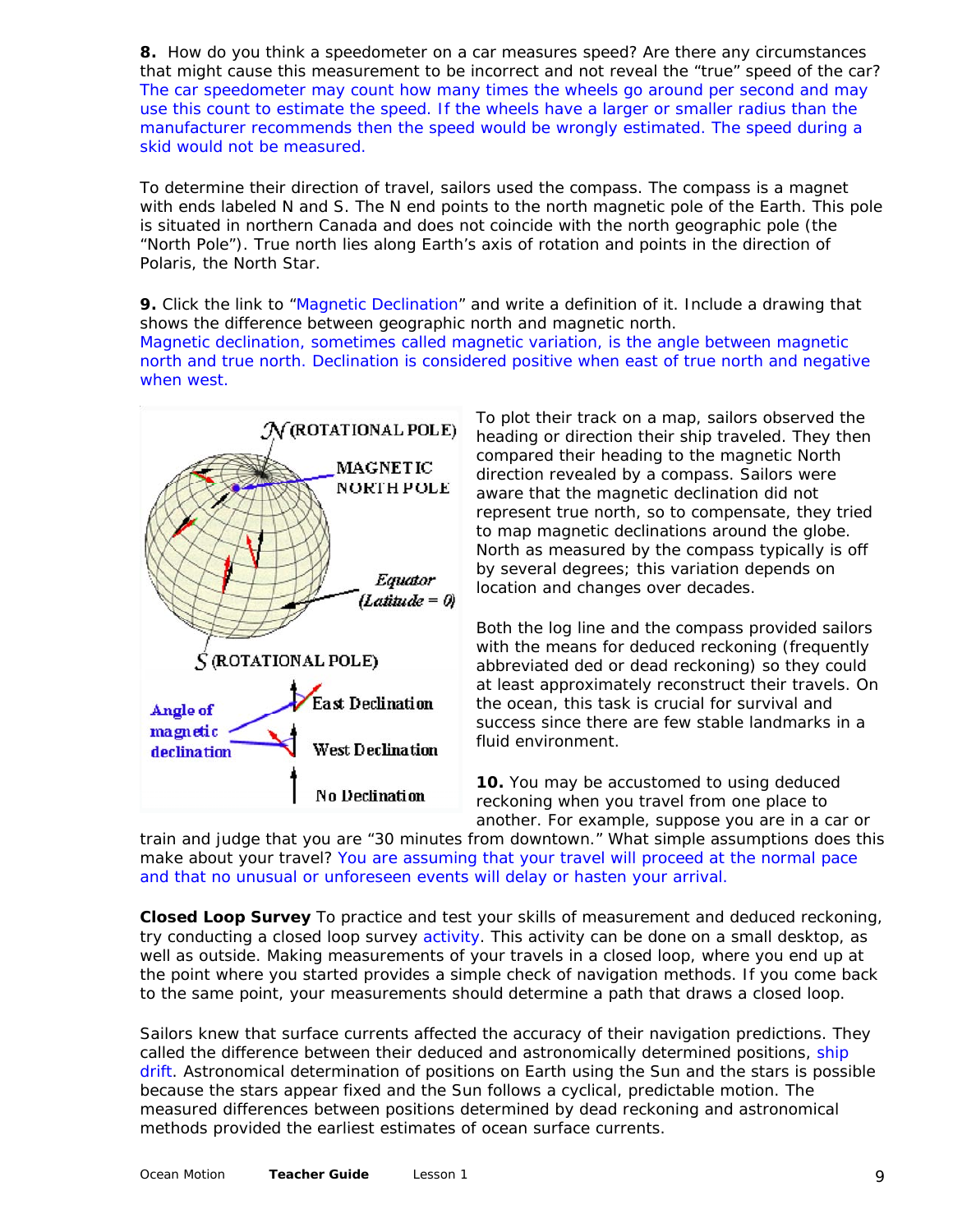**8.** How do you think a speedometer on a car measures speed? Are there any circumstances that might cause this measurement to be incorrect and not reveal the "true" speed of the car? The car speedometer may count how many times the wheels go around per second and may use this count to estimate the speed. If the wheels have a larger or smaller radius than the manufacturer recommends then the speed would be wrongly estimated. The speed during a skid would not be measured.

To determine their direction of travel, sailors used the compass. The compass is a magnet with ends labeled N and S. The N end points to the north magnetic pole of the Earth. This pole is situated in northern Canada and does not coincide with the north geographic pole (the "North Pole"). True north lies along Earth's axis of rotation and points in the direction of Polaris, the North Star.

**9.** Click the link to "Magnetic Declination" and write a definition of it. Include a drawing that shows the difference between geographic north and magnetic north.
Magnetic declination, sometimes called magnetic variation, is the angle between magnetic north and true north. Declination is considered positive when east of true north and negative when west.

To plot their track on a map, sailors observed the heading or direction their ship traveled. They then compared their heading to the magnetic North direction revealed by a compass. Sailors were aware that the magnetic declination did not represent true north, so to compensate, they tried to map magnetic declinations around the globe. North as measured by the compass typically is off by several degrees; this variation depends on location and changes over decades.

Both the log line and the compass provided sailors with the means for deduced reckoning (frequently abbreviated ded or dead reckoning) so they could at least approximately reconstruct their travels. On the ocean, this task is crucial for survival and success since there are few stable landmarks in a fluid environment.

**10.** You may be accustomed to using deduced reckoning when you travel from one place to another. For example, suppose you are in a car or train and judge that you are "30 minutes from downtown." What simple assumptions does this make about your travel? You are assuming that your travel will proceed at the normal pace and that no unusual or unforeseen events will delay or hasten your arrival.

**Closed Loop Survey** To practice and test your skills of measurement and deduced reckoning, try conducting a closed loop survey activity. This activity can be done on a small desktop, as well as outside. Making measurements of your travels in a closed loop, where you end up at the point where you started provides a simple check of navigation methods. If you come back to the same point, your measurements should determine a path that draws a closed loop.

Sailors knew that surface currents affected the accuracy of their navigation predictions. They called the difference between their deduced and astronomically determined positions, ship drift. Astronomical determination of positions on Earth using the Sun and the stars is possible because the stars appear fixed and the Sun follows a cyclical, predictable motion. The measured differences between positions determined by dead reckoning and astronomical methods provided the earliest estimates of ocean surface currents.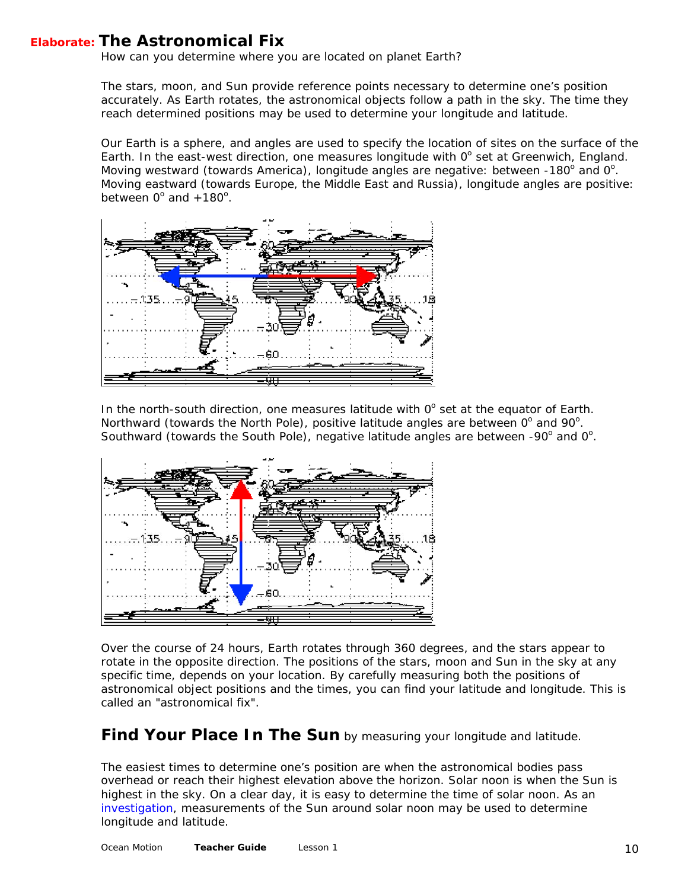## Elaborate: The Astronomical Fix

How can you determine where you are located on planet Earth?

The stars, moon, and Sun provide reference points necessary to determine one's position accurately. As Earth rotates, the astronomical objects follow a path in the sky. The time they reach determined positions may be used to determine your longitude and latitude.

Our Earth is a sphere, and angles are used to specify the location of sites on the surface of the Earth. In the east-west direction, one measures longitude with $0^o$ set at Greenwich, England. Moving westward (towards America), longitude angles are negative: between $-180^o$ and $0^o$. Moving eastward (towards Europe, the Middle East and Russia), longitude angles are positive: between $0^o$ and $+180^o$.

In the north-south direction, one measures latitude with $0^o$ set at the equator of Earth. Northward (towards the North Pole), positive latitude angles are between $0^o$ and $90^o$. Southward (towards the South Pole), negative latitude angles are between $-90^o$ and $0^o$.

Over the course of 24 hours, Earth rotates through 360 degrees, and the stars appear to rotate in the opposite direction. The positions of the stars, moon and Sun in the sky at any specific time, depends on your location. By carefully measuring both the positions of astronomical object positions and the times, you can find your latitude and longitude. This is called an "astronomical fix".

## Find Your Place In The Sun by measuring your longitude and latitude.

The easiest times to determine one's position are when the astronomical bodies pass overhead or reach their highest elevation above the horizon. Solar noon is when the Sun is highest in the sky. On a clear day, it is easy to determine the time of solar noon. As an investigation, measurements of the Sun around solar noon may be used to determine longitude and latitude.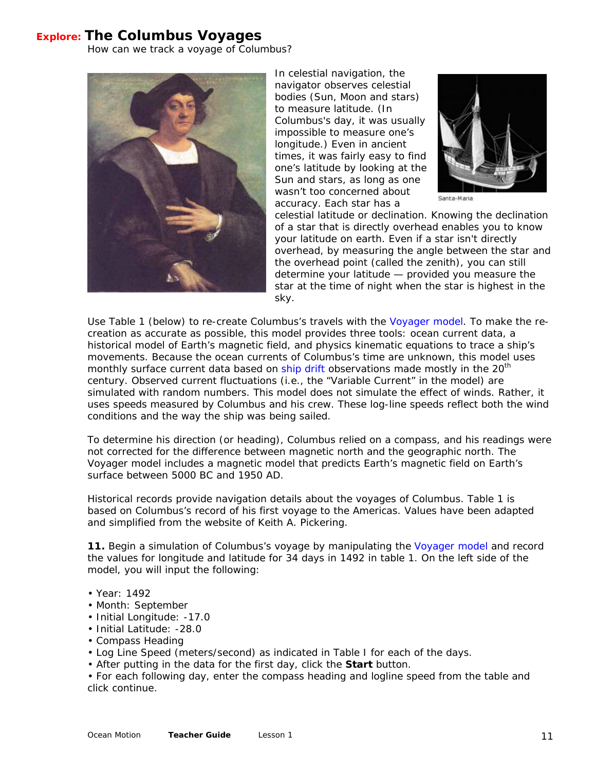# **Explore:** The Columbus Voyages

How can we track a voyage of Columbus?

In celestial navigation, the navigator observes celestial bodies (Sun, Moon and stars) to measure latitude. (In Columbus's day, it was usually impossible to measure one's longitude.) Even in ancient times, it was fairly easy to find one's latitude by looking at the Sun and stars, as long as one wasn't too concerned about accuracy. Each star has a celestial latitude or declination. Knowing the declination of a star that is directly overhead enables you to know your latitude on earth. Even if a star isn't directly overhead, by measuring the angle between the star and the overhead point (called the zenith), you can still determine your latitude — provided you measure the star at the time of night when the star is highest in the sky.

Santa-Maria

Use Table 1 (below) to re-create Columbus's travels with the Voyager model. To make the re-creation as accurate as possible, this model provides three tools: ocean current data, a historical model of Earth's magnetic field, and physics kinematic equations to trace a ship's movements. Because the ocean currents of Columbus's time are unknown, this model uses monthly surface current data based on ship drift observations made mostly in the 20th century. Observed current fluctuations (i.e., the "Variable Current" in the model) are simulated with random numbers. This model does not simulate the effect of winds. Rather, it uses speeds measured by Columbus and his crew. These log-line speeds reflect both the wind conditions and the way the ship was being sailed.

To determine his direction (or heading), Columbus relied on a compass, and his readings were not corrected for the difference between magnetic north and the geographic north. The Voyager model includes a magnetic model that predicts Earth's magnetic field on Earth's surface between 5000 BC and 1950 AD.

Historical records provide navigation details about the voyages of Columbus. Table 1 is based on Columbus's record of his first voyage to the Americas. Values have been adapted and simplified from the website of Keith A. Pickering.

**11.** Begin a simulation of Columbus's voyage by manipulating the Voyager model and record the values for longitude and latitude for 34 days in 1492 in table 1. On the left side of the model, you will input the following:

- Year: 1492
- Month: September
- Initial Longitude: -17.0
- Initial Latitude: -28.0
- Compass Heading
- Log Line Speed (meters/second) as indicated in Table I for each of the days.
- After putting in the data for the first day, click the **Start** button.
- For each following day, enter the compass heading and logline speed from the table and click continue.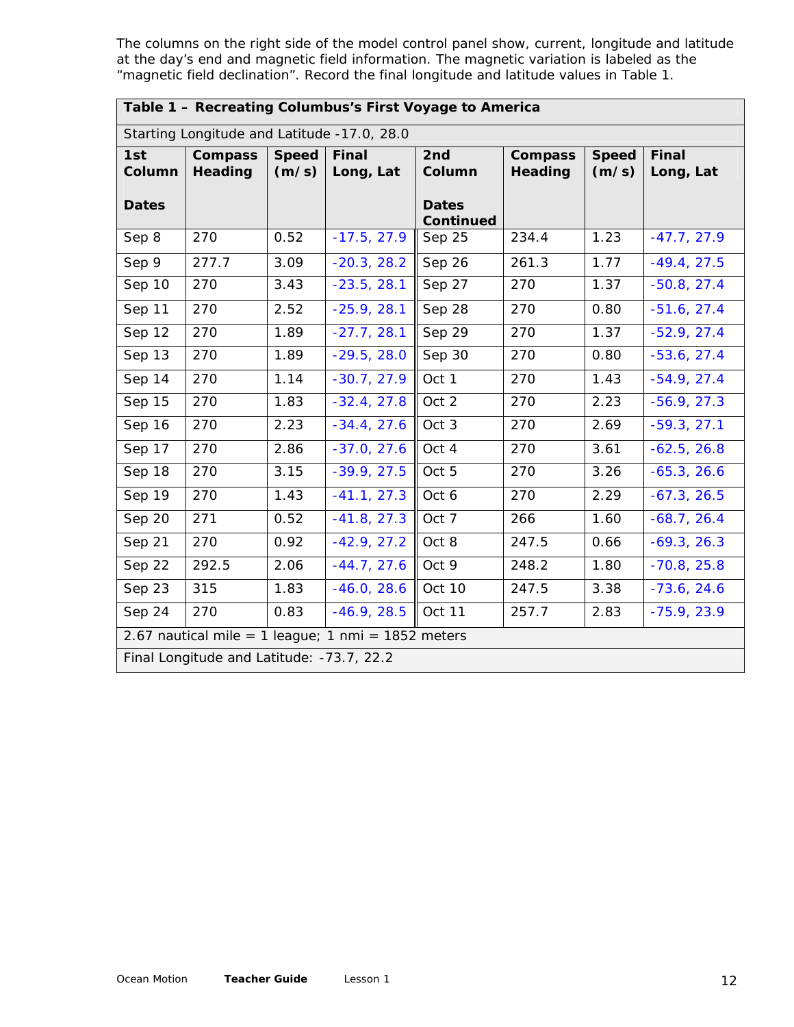The columns on the right side of the model control panel show, current, longitude and latitude at the day's end and magnetic field information. The magnetic variation is labeled as the "magnetic field declination". Record the final longitude and latitude values in Table 1.

| **Table 1 – Recreating Columbus's First Voyage to America** | | | | | | | |
|---|---|---|---|---|---|---|---|
| Starting Longitude and Latitude -17.0, 28.0 | | | | | | | |
| **1st Column Dates** | **Compass Heading** | **Speed (m/s)** | **Final Long, Lat** | **2nd Column Dates Continued** | **Compass Heading** | **Speed (m/s)** | **Final Long, Lat** |
| Sep 8 | 270 | 0.52 | -17.5, 27.9 | Sep 25 | 234.4 | 1.23 | -47.7, 27.9 |
| Sep 9 | 277.7 | 3.09 | -20.3, 28.2 | Sep 26 | 261.3 | 1.77 | -49.4, 27.5 |
| Sep 10 | 270 | 3.43 | -23.5, 28.1 | Sep 27 | 270 | 1.37 | -50.8, 27.4 |
| Sep 11 | 270 | 2.52 | -25.9, 28.1 | Sep 28 | 270 | 0.80 | -51.6, 27.4 |
| Sep 12 | 270 | 1.89 | -27.7, 28.1 | Sep 29 | 270 | 1.37 | -52.9, 27.4 |
| Sep 13 | 270 | 1.89 | -29.5, 28.0 | Sep 30 | 270 | 0.80 | -53.6, 27.4 |
| Sep 14 | 270 | 1.14 | -30.7, 27.9 | Oct 1 | 270 | 1.43 | -54.9, 27.4 |
| Sep 15 | 270 | 1.83 | -32.4, 27.8 | Oct 2 | 270 | 2.23 | -56.9, 27.3 |
| Sep 16 | 270 | 2.23 | -34.4, 27.6 | Oct 3 | 270 | 2.69 | -59.3, 27.1 |
| Sep 17 | 270 | 2.86 | -37.0, 27.6 | Oct 4 | 270 | 3.61 | -62.5, 26.8 |
| Sep 18 | 270 | 3.15 | -39.9, 27.5 | Oct 5 | 270 | 3.26 | -65.3, 26.6 |
| Sep 19 | 270 | 1.43 | -41.1, 27.3 | Oct 6 | 270 | 2.29 | -67.3, 26.5 |
| Sep 20 | 271 | 0.52 | -41.8, 27.3 | Oct 7 | 266 | 1.60 | -68.7, 26.4 |
| Sep 21 | 270 | 0.92 | -42.9, 27.2 | Oct 8 | 247.5 | 0.66 | -69.3, 26.3 |
| Sep 22 | 292.5 | 2.06 | -44.7, 27.6 | Oct 9 | 248.2 | 1.80 | -70.8, 25.8 |
| Sep 23 | 315 | 1.83 | -46.0, 28.6 | Oct 10 | 247.5 | 3.38 | -73.6, 24.6 |
| Sep 24 | 270 | 0.83 | -46.9, 28.5 | Oct 11 | 257.7 | 2.83 | -75.9, 23.9 |
| 2.67 nautical mile = 1 league; 1 nmi = 1852 meters | | | | | | | |
| Final Longitude and Latitude: -73.7, 22.2 | | | | | | | |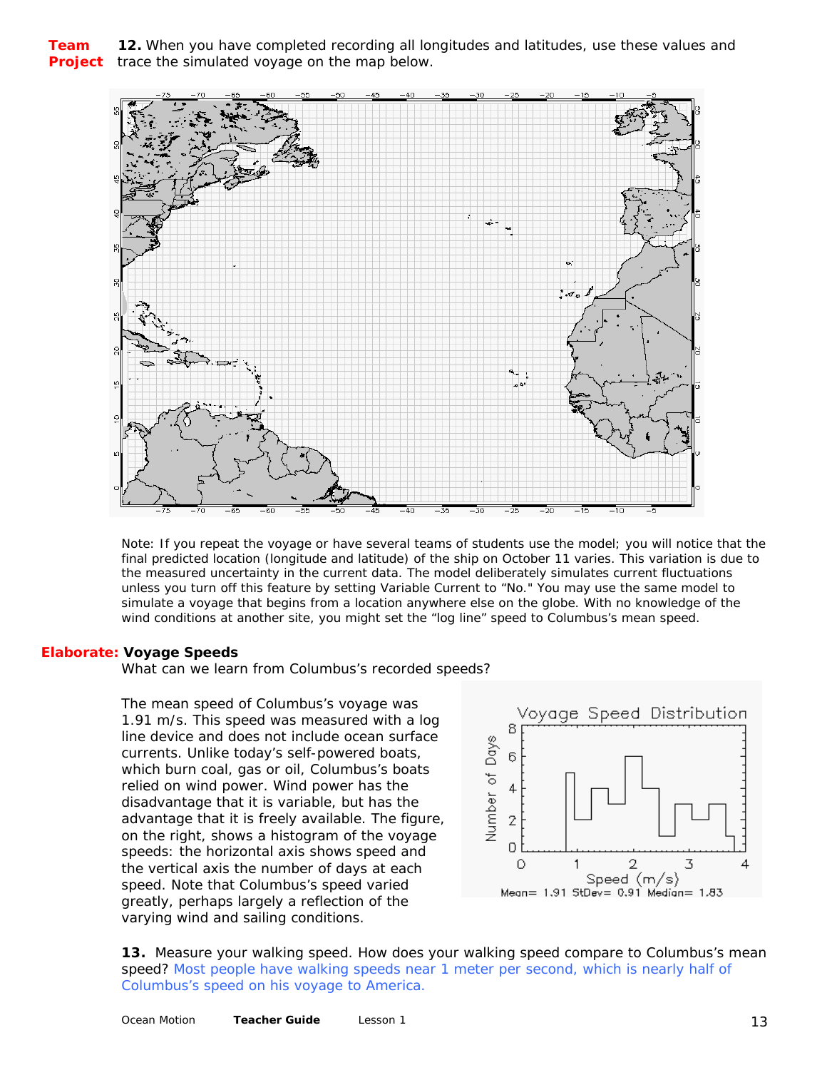**Team Project** **12.** When you have completed recording all longitudes and latitudes, use these values and trace the simulated voyage on the map below.

Note: If you repeat the voyage or have several teams of students use the model; you will notice that the final predicted location (longitude and latitude) of the ship on October 11 varies. This variation is due to the measured uncertainty in the current data. The model deliberately simulates current fluctuations unless you turn off this feature by setting Variable Current to "No." You may use the same model to simulate a voyage that begins from a location anywhere else on the globe. With no knowledge of the wind conditions at another site, you might set the "log line" speed to Columbus's mean speed.

## Elaborate: Voyage Speeds

What can we learn from Columbus's recorded speeds?

The mean speed of Columbus's voyage was 1.91 m/s. This speed was measured with a log line device and does not include ocean surface currents. Unlike today's self-powered boats, which burn coal, gas or oil, Columbus's boats relied on wind power. Wind power has the disadvantage that it is variable, but has the advantage that it is freely available. The figure, on the right, shows a histogram of the voyage speeds: the horizontal axis shows speed and the vertical axis the number of days at each speed. Note that Columbus's speed varied greatly, perhaps largely a reflection of the varying wind and sailing conditions.

Voyage Speed Distribution

Mean= 1.91 StDev= 0.91 Median= 1.83

**13.** Measure your walking speed. How does your walking speed compare to Columbus's mean speed? Most people have walking speeds near 1 meter per second, which is nearly half of Columbus's speed on his voyage to America.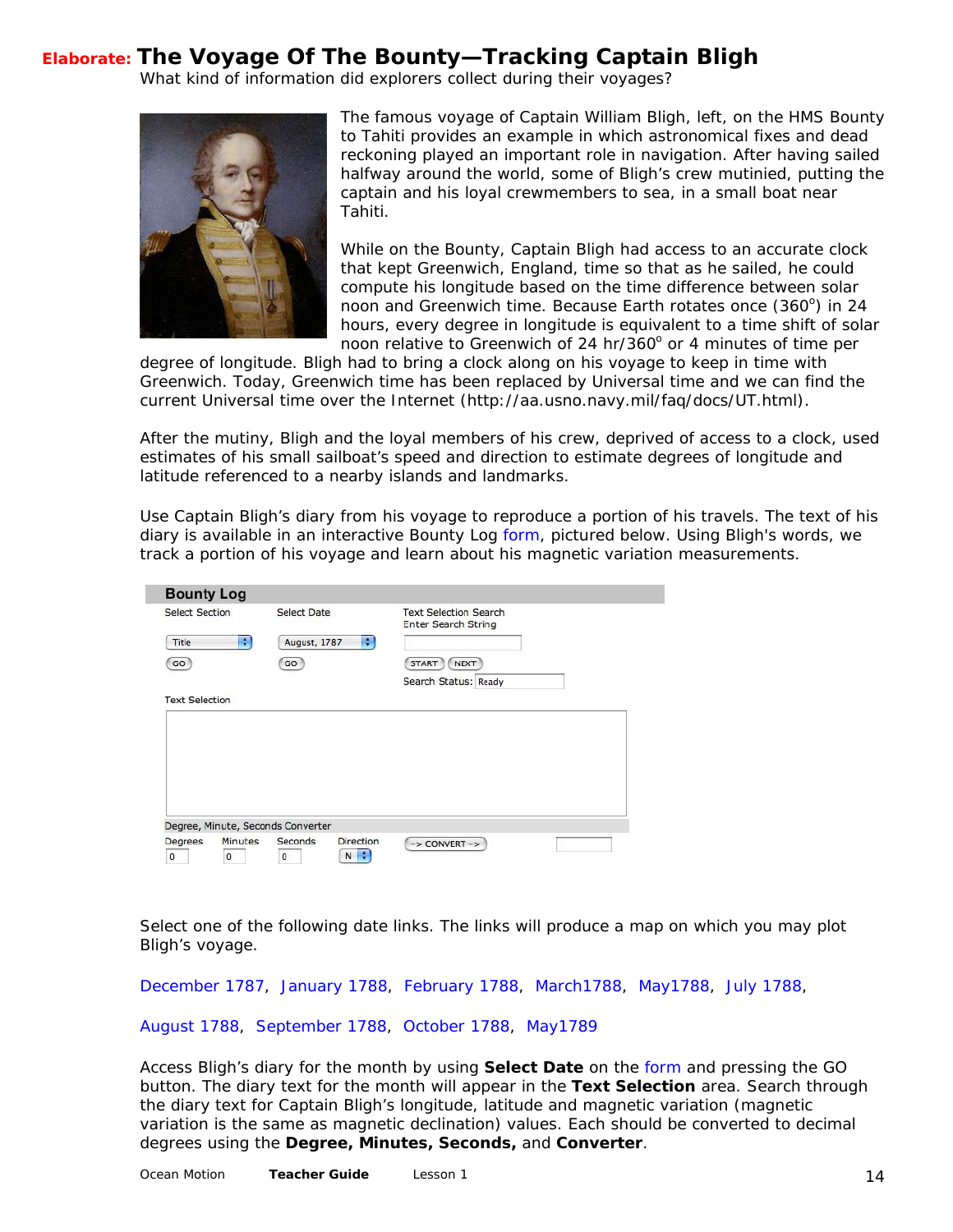## **Elaborate:** The Voyage Of The Bounty—Tracking Captain Bligh

What kind of information did explorers collect during their voyages?

The famous voyage of Captain William Bligh, left, on the HMS Bounty to Tahiti provides an example in which astronomical fixes and dead reckoning played an important role in navigation. After having sailed halfway around the world, some of Bligh's crew mutinied, putting the captain and his loyal crewmembers to sea, in a small boat near Tahiti.

While on the Bounty, Captain Bligh had access to an accurate clock that kept Greenwich, England, time so that as he sailed, he could compute his longitude based on the time difference between solar noon and Greenwich time. Because Earth rotates once ($360^o$) in 24 hours, every degree in longitude is equivalent to a time shift of solar noon relative to Greenwich of 24 hr/$360^o$ or 4 minutes of time per degree of longitude. Bligh had to bring a clock along on his voyage to keep in time with Greenwich. Today, Greenwich time has been replaced by Universal time and we can find the current Universal time over the Internet (http://aa.usno.navy.mil/faq/docs/UT.html).

After the mutiny, Bligh and the loyal members of his crew, deprived of access to a clock, used estimates of his small sailboat's speed and direction to estimate degrees of longitude and latitude referenced to a nearby islands and landmarks.

Use Captain Bligh's diary from his voyage to reproduce a portion of his travels. The text of his diary is available in an interactive Bounty Log form, pictured below. Using Bligh's words, we track a portion of his voyage and learn about his magnetic variation measurements.

**Bounty Log**

Select Section: Title [GO] | Select Date: August, 1787 [GO] | Text Selection Search — Enter Search String [START] [NEXT] Search Status: Ready

Text Selection

Degree, Minute, Seconds Converter

Degrees 0 | Minutes 0 | Seconds 0 | Direction N | -> CONVERT ->

Select one of the following date links. The links will produce a map on which you may plot Bligh's voyage.

December 1787, January 1788, February 1788, March1788, May1788, July 1788,

August 1788, September 1788, October 1788, May1789

Access Bligh's diary for the month by using **Select Date** on the form and pressing the GO button. The diary text for the month will appear in the **Text Selection** area. Search through the diary text for Captain Bligh's longitude, latitude and magnetic variation (magnetic variation is the same as magnetic declination) values. Each should be converted to decimal degrees using the **Degree, Minutes, Seconds,** and **Converter**.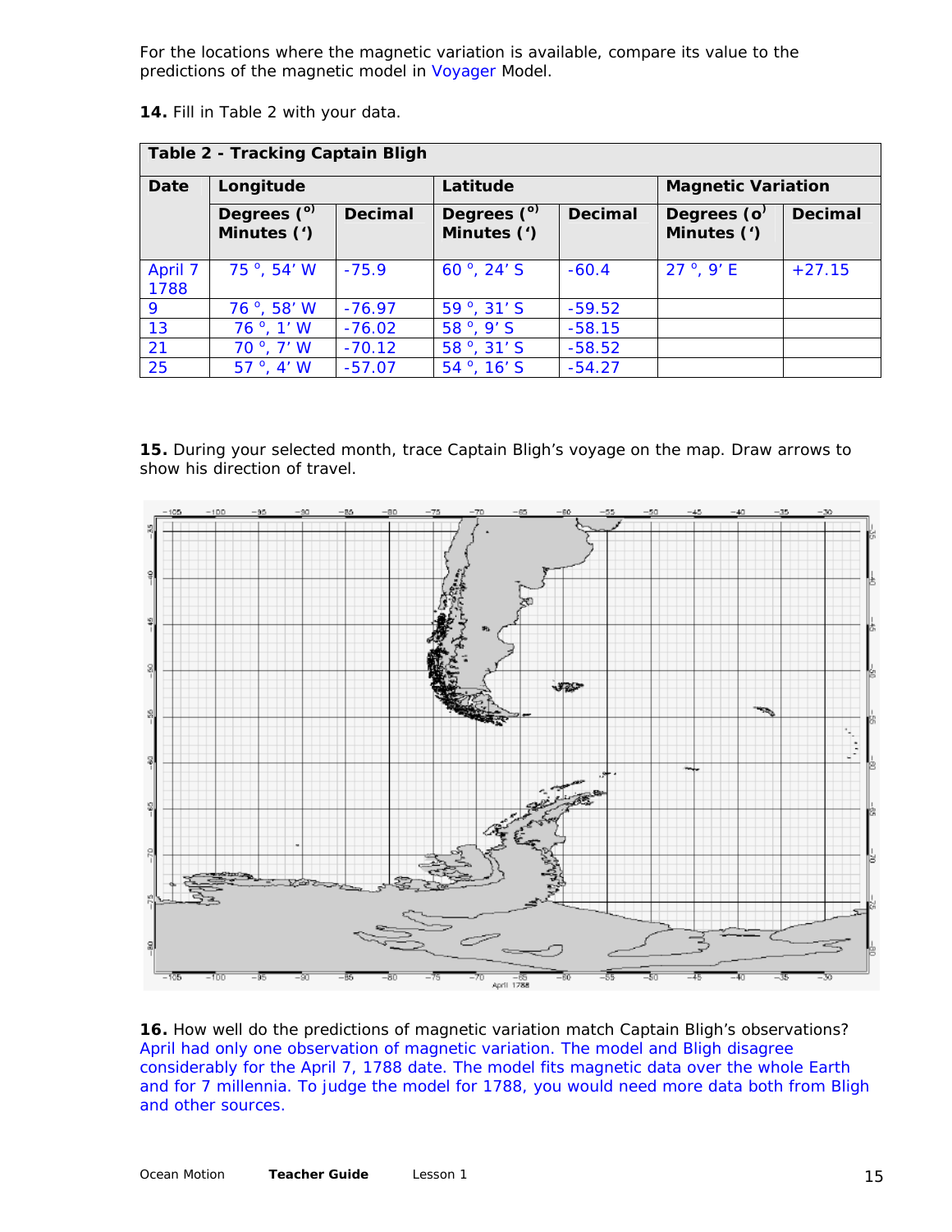For the locations where the magnetic variation is available, compare its value to the predictions of the magnetic model in Voyager Model.

**14.** Fill in Table 2 with your data.

| **Table 2 - Tracking Captain Bligh** | | | | | | |
|---|---|---|---|---|---|---|
| **Date** | **Longitude** | | **Latitude** | | **Magnetic Variation** | |
| | **Degrees (°) Minutes (')** | **Decimal** | **Degrees (°) Minutes (')** | **Decimal** | **Degrees (°) Minutes (')** | **Decimal** |
| April 7 1788 | 75 °, 54' W | -75.9 | 60 °, 24' S | -60.4 | 27 °, 9' E | +27.15 |
| 9 | 76 °, 58' W | -76.97 | 59 °, 31' S | -59.52 | | |
| 13 | 76 °, 1' W | -76.02 | 58 °, 9' S | -58.15 | | |
| 21 | 70 °, 7' W | -70.12 | 58 °, 31' S | -58.52 | | |
| 25 | 57 °, 4' W | -57.07 | 54 °, 16' S | -54.27 | | |

**15.** During your selected month, trace Captain Bligh's voyage on the map. Draw arrows to show his direction of travel.

**16.** How well do the predictions of magnetic variation match Captain Bligh's observations?
April had only one observation of magnetic variation. The model and Bligh disagree considerably for the April 7, 1788 date. The model fits magnetic data over the whole Earth and for 7 millennia. To judge the model for 1788, you would need more data both from Bligh and other sources.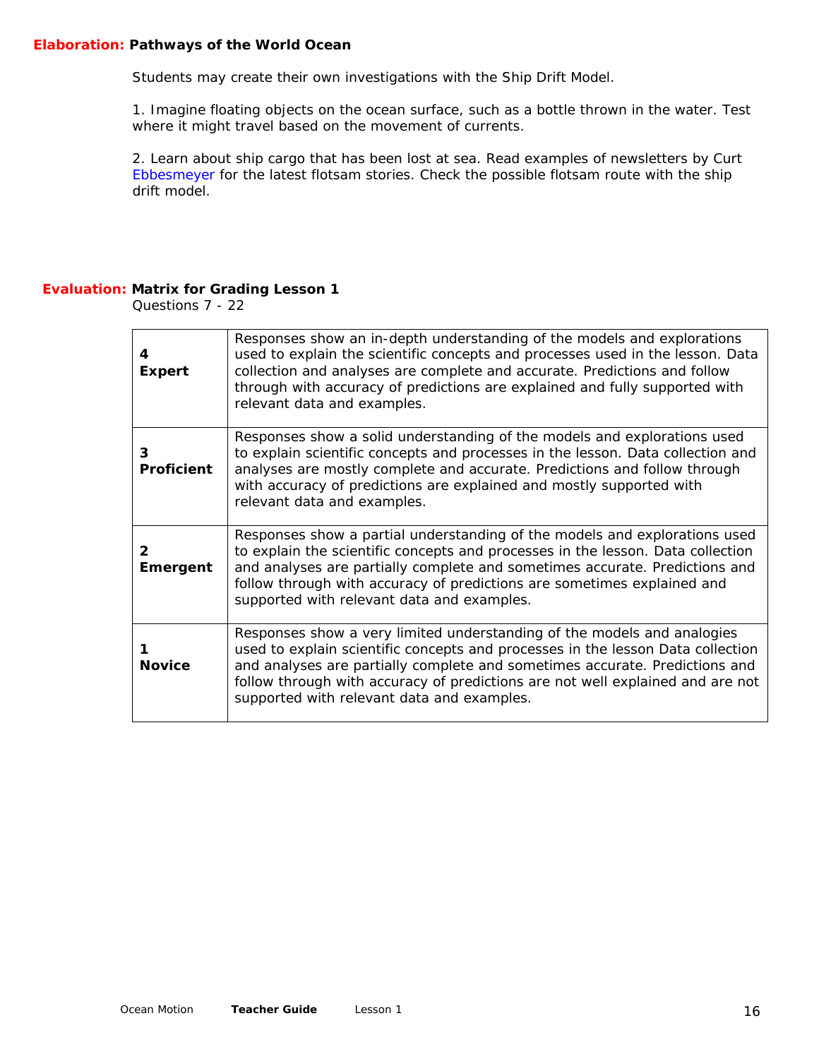## Elaboration: Pathways of the World Ocean

Students may create their own investigations with the Ship Drift Model.

1. Imagine floating objects on the ocean surface, such as a bottle thrown in the water. Test where it might travel based on the movement of currents.

2. Learn about ship cargo that has been lost at sea. Read examples of newsletters by Curt Ebbesmeyer for the latest flotsam stories. Check the possible flotsam route with the ship drift model.

## Evaluation: Matrix for Grading Lesson 1

Questions 7 - 22

| | |
|---|---|
| **4 Expert** | Responses show an in-depth understanding of the models and explorations used to explain the scientific concepts and processes used in the lesson. Data collection and analyses are complete and accurate. Predictions and follow through with accuracy of predictions are explained and fully supported with relevant data and examples. |
| **3 Proficient** | Responses show a solid understanding of the models and explorations used to explain scientific concepts and processes in the lesson. Data collection and analyses are mostly complete and accurate. Predictions and follow through with accuracy of predictions are explained and mostly supported with relevant data and examples. |
| **2 Emergent** | Responses show a partial understanding of the models and explorations used to explain the scientific concepts and processes in the lesson. Data collection and analyses are partially complete and sometimes accurate. Predictions and follow through with accuracy of predictions are sometimes explained and supported with relevant data and examples. |
| **1 Novice** | Responses show a very limited understanding of the models and analogies used to explain scientific concepts and processes in the lesson Data collection and analyses are partially complete and sometimes accurate. Predictions and follow through with accuracy of predictions are not well explained and are not supported with relevant data and examples. |